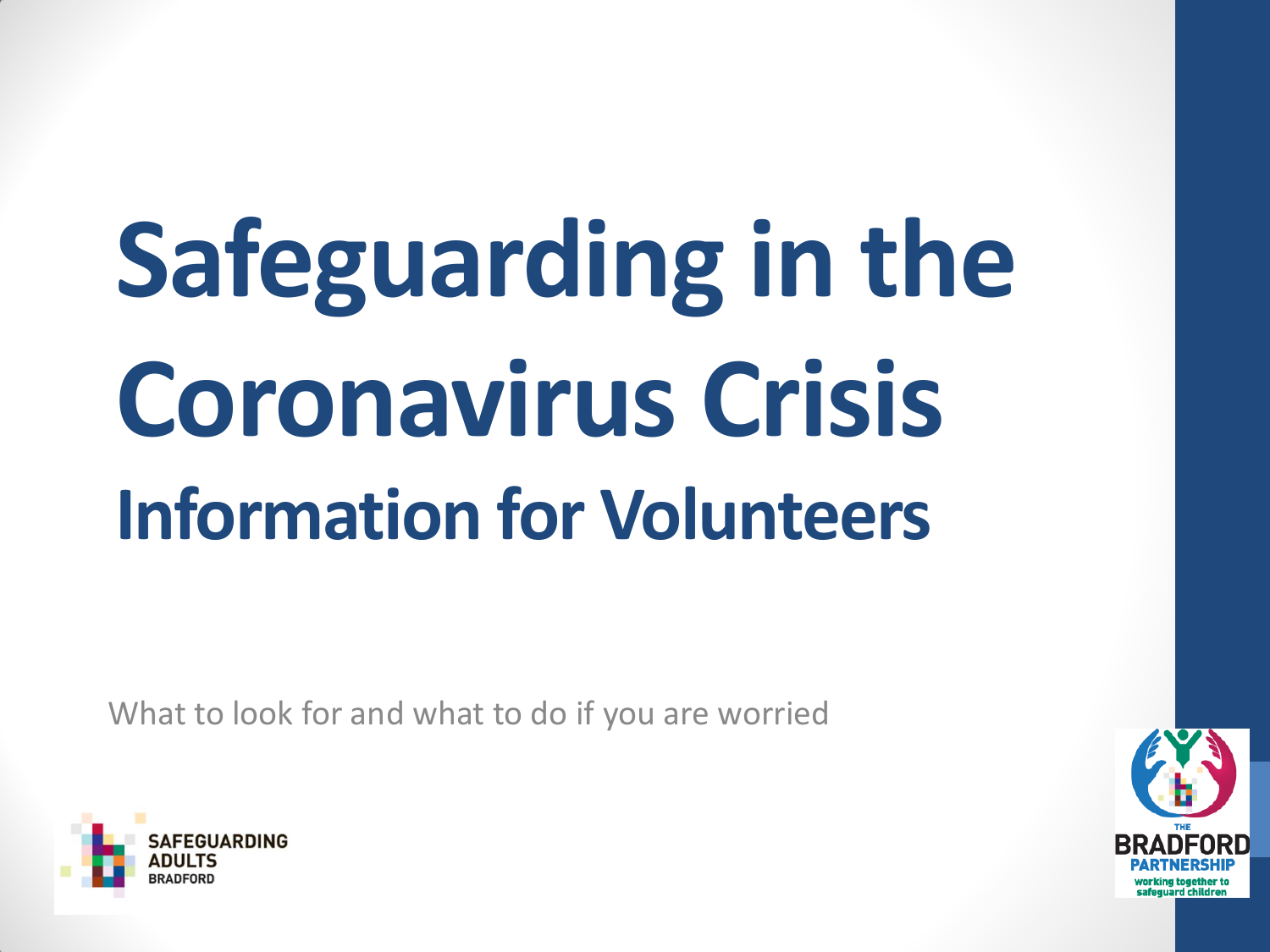# Safeguarding in the Coronavirus Crisis

## Information for Volunteers

What to look for and what to do if you are worried

SAFEGUARDING ADULTS BRADFORD

THE BRADFORD PARTNERSHIP working together to safeguard children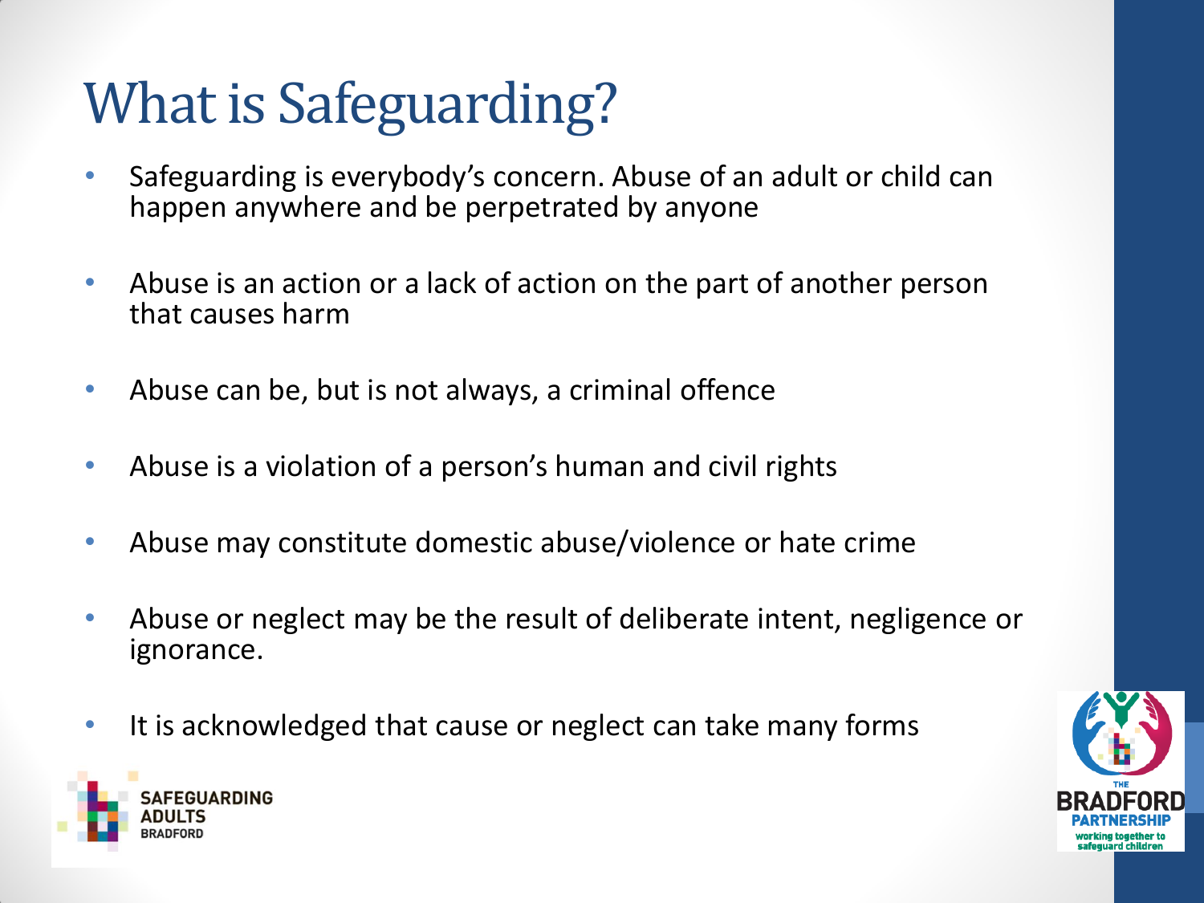# What is Safeguarding?

- Safeguarding is everybody's concern. Abuse of an adult or child can happen anywhere and be perpetrated by anyone
- Abuse is an action or a lack of action on the part of another person that causes harm
- Abuse can be, but is not always, a criminal offence
- Abuse is a violation of a person's human and civil rights
- Abuse may constitute domestic abuse/violence or hate crime
- Abuse or neglect may be the result of deliberate intent, negligence or ignorance.
- It is acknowledged that cause or neglect can take many forms

SAFEGUARDING ADULTS BRADFORD

THE BRADFORD PARTNERSHIP working together to safeguard children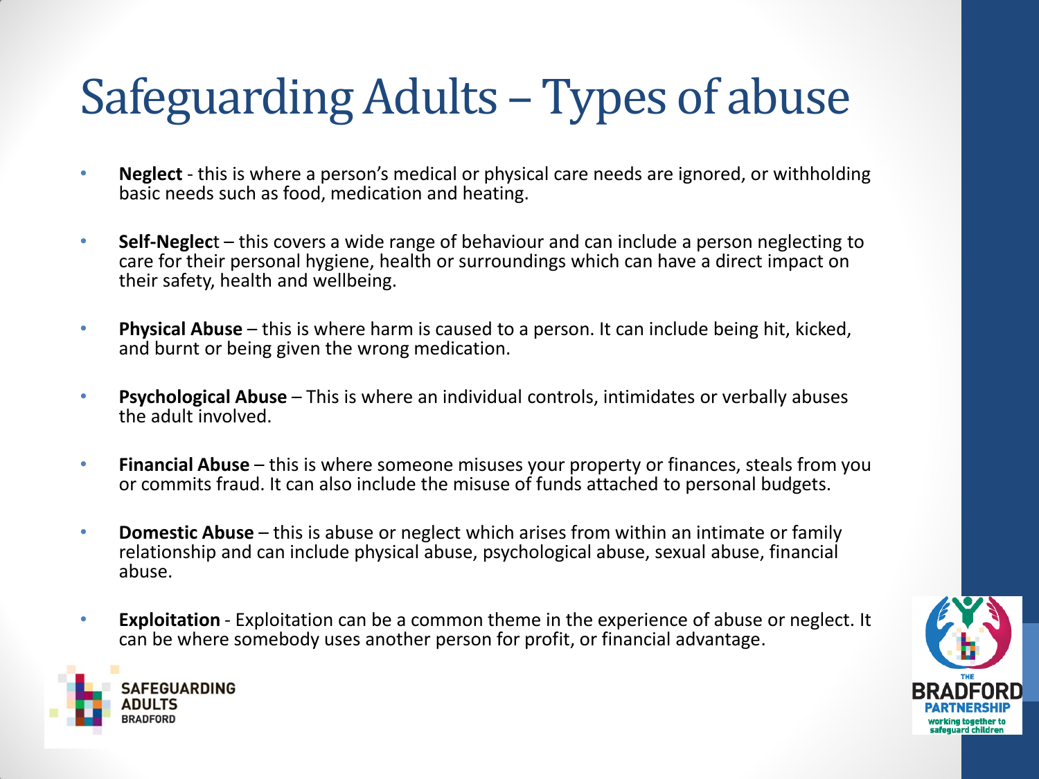# Safeguarding Adults – Types of abuse

- **Neglect** - this is where a person's medical or physical care needs are ignored, or withholding basic needs such as food, medication and heating.
- **Self-Neglect** – this covers a wide range of behaviour and can include a person neglecting to care for their personal hygiene, health or surroundings which can have a direct impact on their safety, health and wellbeing.
- **Physical Abuse** – this is where harm is caused to a person. It can include being hit, kicked, and burnt or being given the wrong medication.
- **Psychological Abuse** – This is where an individual controls, intimidates or verbally abuses the adult involved.
- **Financial Abuse** – this is where someone misuses your property or finances, steals from you or commits fraud. It can also include the misuse of funds attached to personal budgets.
- **Domestic Abuse** – this is abuse or neglect which arises from within an intimate or family relationship and can include physical abuse, psychological abuse, sexual abuse, financial abuse.
- **Exploitation** - Exploitation can be a common theme in the experience of abuse or neglect. It can be where somebody uses another person for profit, or financial advantage.

SAFEGUARDING ADULTS BRADFORD

THE BRADFORD PARTNERSHIP working together to safeguard children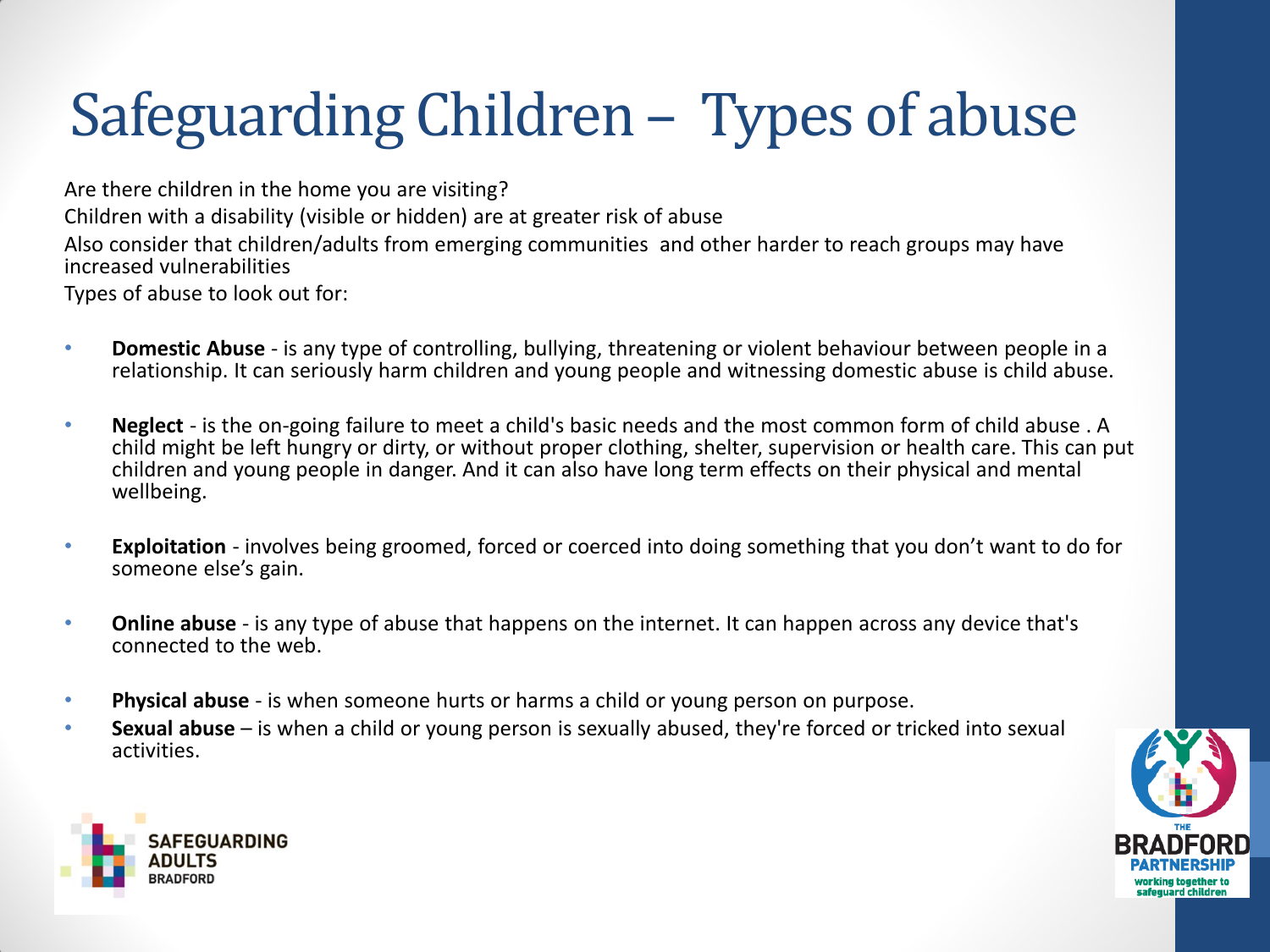# Safeguarding Children – Types of abuse

Are there children in the home you are visiting?

Children with a disability (visible or hidden) are at greater risk of abuse

Also consider that children/adults from emerging communities and other harder to reach groups may have increased vulnerabilities

Types of abuse to look out for:

- **Domestic Abuse** - is any type of controlling, bullying, threatening or violent behaviour between people in a relationship. It can seriously harm children and young people and witnessing domestic abuse is child abuse.

- **Neglect** - is the on-going failure to meet a child's basic needs and the most common form of child abuse . A child might be left hungry or dirty, or without proper clothing, shelter, supervision or health care. This can put children and young people in danger. And it can also have long term effects on their physical and mental wellbeing.

- **Exploitation** - involves being groomed, forced or coerced into doing something that you don't want to do for someone else's gain.

- **Online abuse** - is any type of abuse that happens on the internet. It can happen across any device that's connected to the web.

- **Physical abuse** - is when someone hurts or harms a child or young person on purpose.
- **Sexual abuse** – is when a child or young person is sexually abused, they're forced or tricked into sexual activities.

SAFEGUARDING ADULTS BRADFORD

THE BRADFORD PARTNERSHIP working together to safeguard children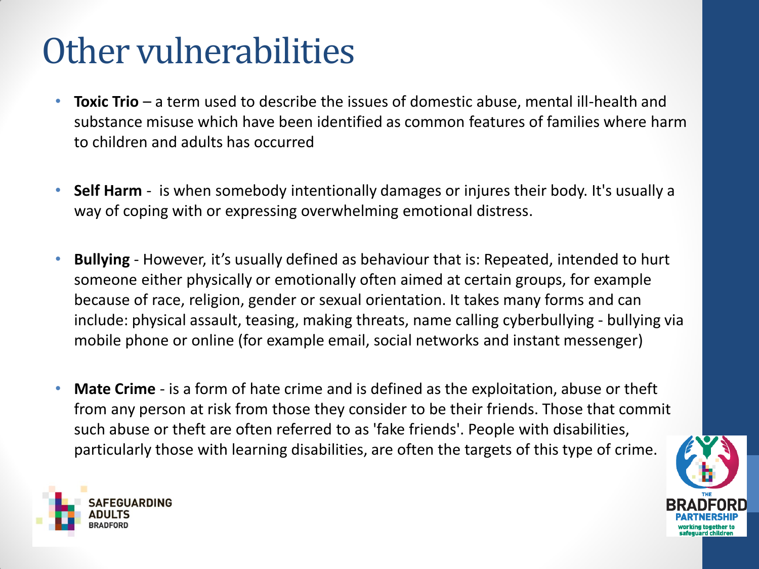# Other vulnerabilities

- **Toxic Trio** – a term used to describe the issues of domestic abuse, mental ill-health and substance misuse which have been identified as common features of families where harm to children and adults has occurred

- **Self Harm** - is when somebody intentionally damages or injures their body. It's usually a way of coping with or expressing overwhelming emotional distress.

- **Bullying** - However, it's usually defined as behaviour that is: Repeated, intended to hurt someone either physically or emotionally often aimed at certain groups, for example because of race, religion, gender or sexual orientation. It takes many forms and can include: physical assault, teasing, making threats, name calling cyberbullying - bullying via mobile phone or online (for example email, social networks and instant messenger)

- **Mate Crime** - is a form of hate crime and is defined as the exploitation, abuse or theft from any person at risk from those they consider to be their friends. Those that commit such abuse or theft are often referred to as 'fake friends'. People with disabilities, particularly those with learning disabilities, are often the targets of this type of crime.

SAFEGUARDING ADULTS BRADFORD

THE BRADFORD PARTNERSHIP working together to safeguard children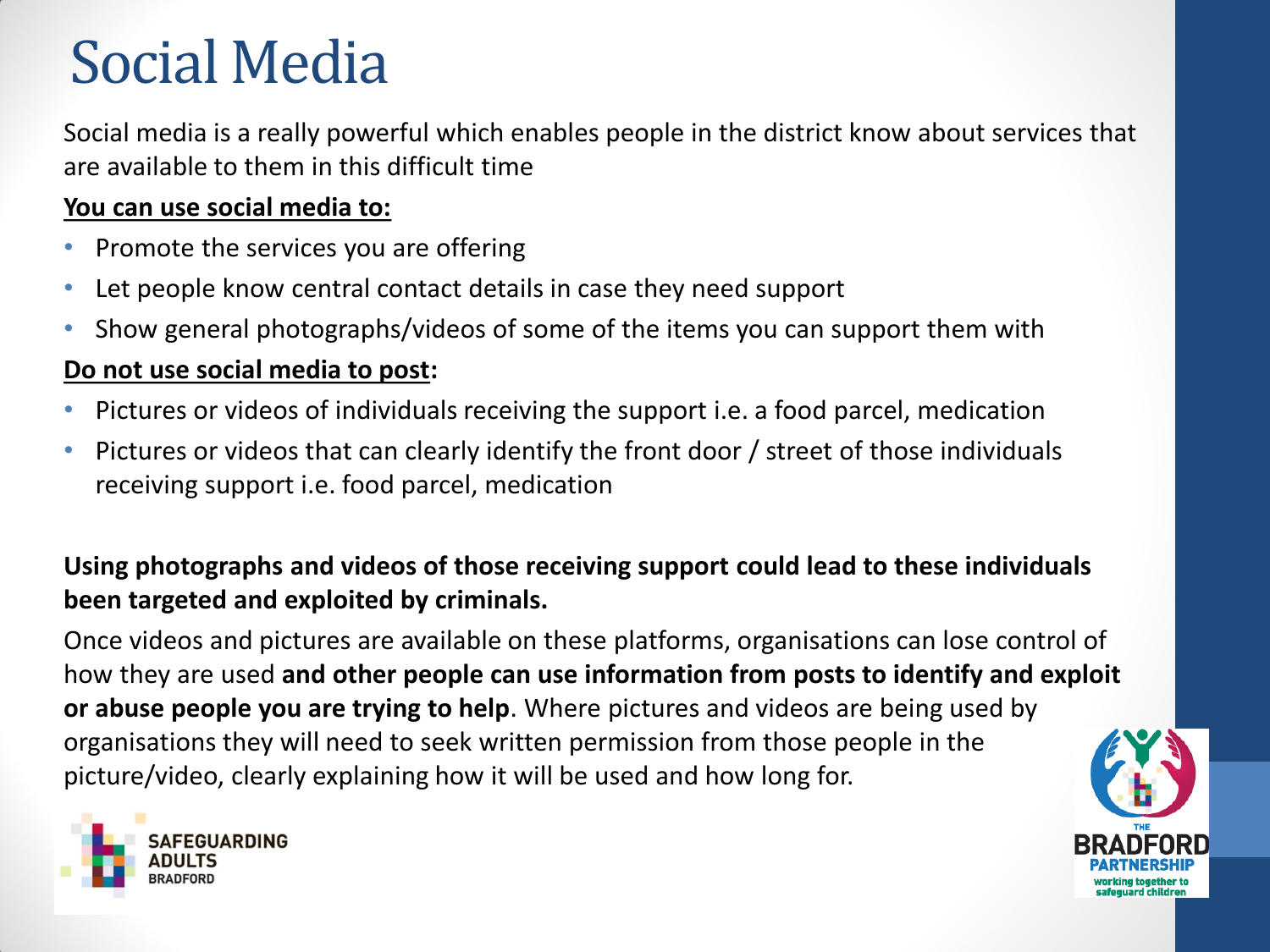# Social Media

Social media is a really powerful which enables people in the district know about services that are available to them in this difficult time

**You can use social media to:**

- Promote the services you are offering
- Let people know central contact details in case they need support
- Show general photographs/videos of some of the items you can support them with

**Do not use social media to post:**

- Pictures or videos of individuals receiving the support i.e. a food parcel, medication
- Pictures or videos that can clearly identify the front door / street of those individuals receiving support i.e. food parcel, medication

**Using photographs and videos of those receiving support could lead to these individuals been targeted and exploited by criminals.**

Once videos and pictures are available on these platforms, organisations can lose control of how they are used **and other people can use information from posts to identify and exploit or abuse people you are trying to help**. Where pictures and videos are being used by organisations they will need to seek written permission from those people in the picture/video, clearly explaining how it will be used and how long for.

SAFEGUARDING ADULTS BRADFORD

THE BRADFORD PARTNERSHIP working together to safeguard children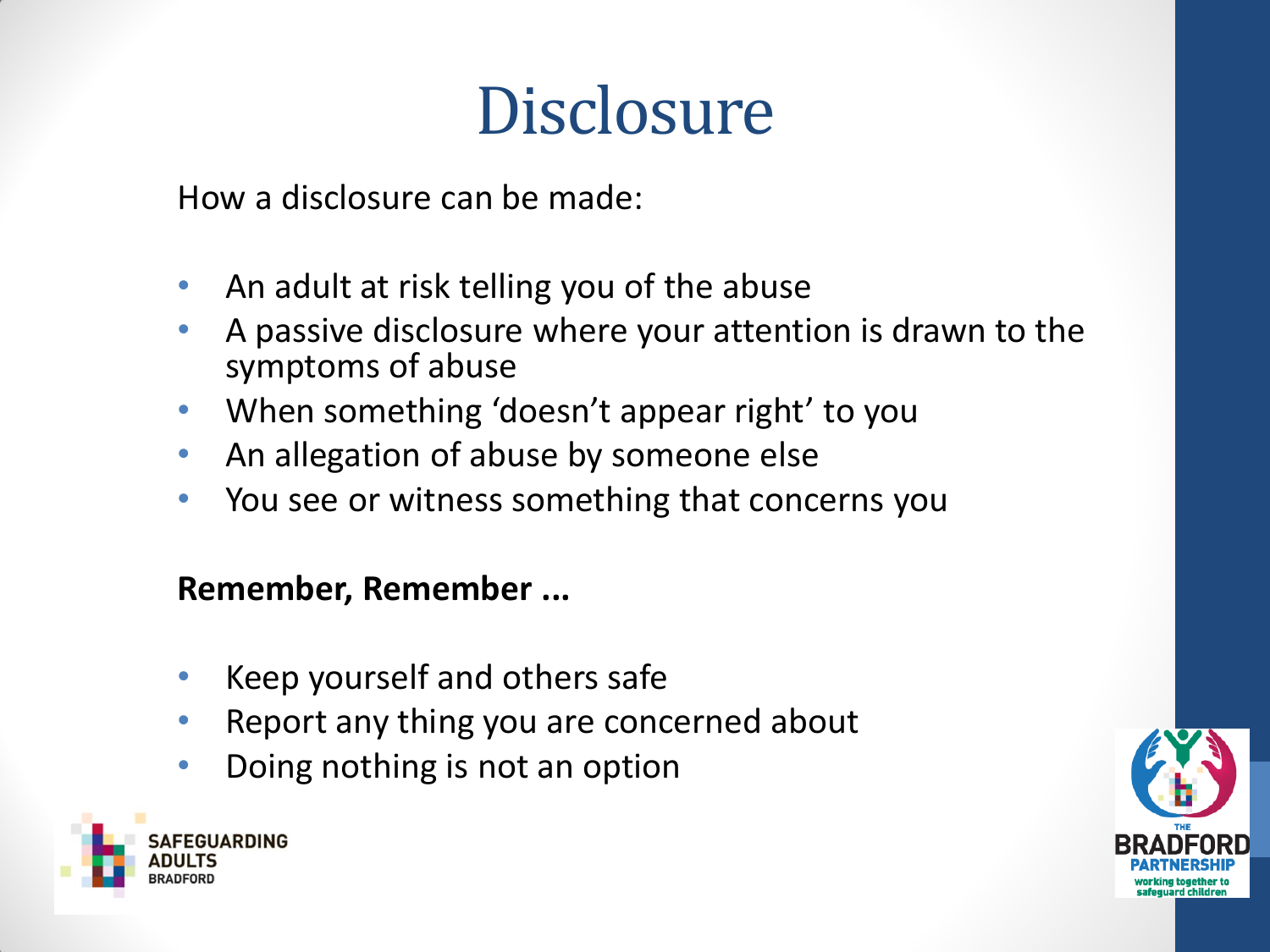# Disclosure

How a disclosure can be made:

- An adult at risk telling you of the abuse
- A passive disclosure where your attention is drawn to the symptoms of abuse
- When something 'doesn't appear right' to you
- An allegation of abuse by someone else
- You see or witness something that concerns you

**Remember, Remember ...**

- Keep yourself and others safe
- Report any thing you are concerned about
- Doing nothing is not an option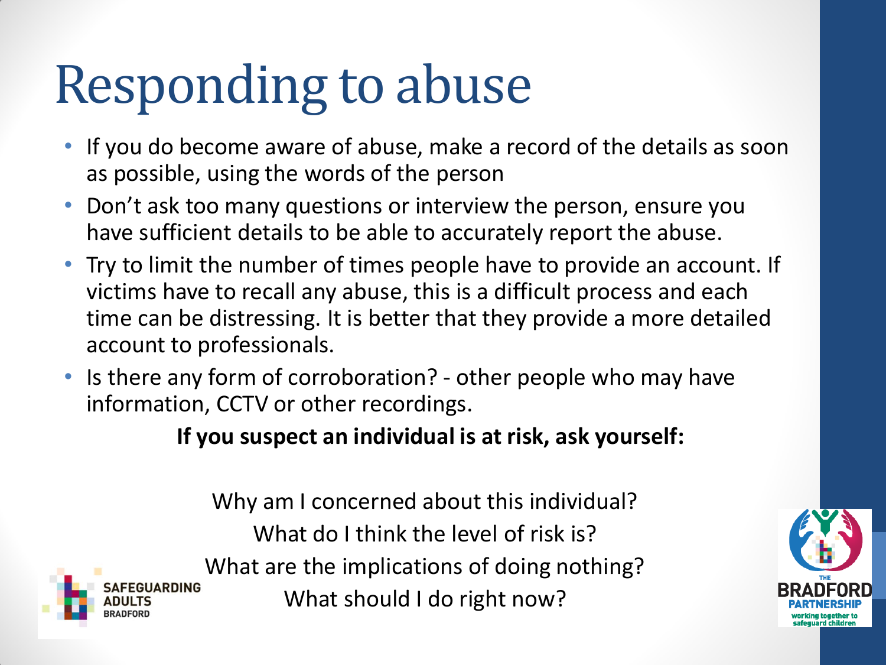# Responding to abuse

- If you do become aware of abuse, make a record of the details as soon as possible, using the words of the person
- Don't ask too many questions or interview the person, ensure you have sufficient details to be able to accurately report the abuse.
- Try to limit the number of times people have to provide an account. If victims have to recall any abuse, this is a difficult process and each time can be distressing. It is better that they provide a more detailed account to professionals.
- Is there any form of corroboration? - other people who may have information, CCTV or other recordings.

**If you suspect an individual is at risk, ask yourself:**

Why am I concerned about this individual?
What do I think the level of risk is?
What are the implications of doing nothing?
What should I do right now?

SAFEGUARDING ADULTS BRADFORD

THE BRADFORD PARTNERSHIP working together to safeguard children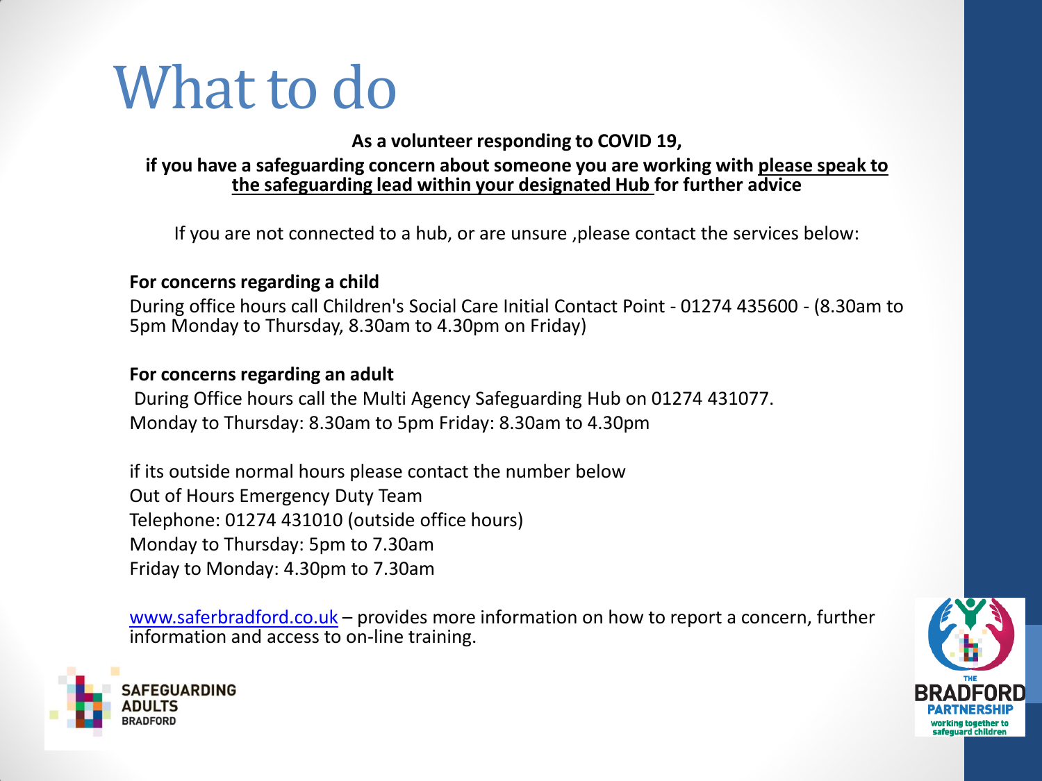# What to do

**As a volunteer responding to COVID 19,**

**if you have a safeguarding concern about someone you are working with please speak to the safeguarding lead within your designated Hub for further advice**

If you are not connected to a hub, or are unsure ,please contact the services below:

**For concerns regarding a child**

During office hours call Children's Social Care Initial Contact Point - 01274 435600 - (8.30am to 5pm Monday to Thursday, 8.30am to 4.30pm on Friday)

**For concerns regarding an adult**

During Office hours call the Multi Agency Safeguarding Hub on 01274 431077.
Monday to Thursday: 8.30am to 5pm Friday: 8.30am to 4.30pm

if its outside normal hours please contact the number below
Out of Hours Emergency Duty Team
Telephone: 01274 431010 (outside office hours)
Monday to Thursday: 5pm to 7.30am
Friday to Monday: 4.30pm to 7.30am

www.saferbradford.co.uk – provides more information on how to report a concern, further information and access to on-line training.

SAFEGUARDING ADULTS BRADFORD

THE BRADFORD PARTNERSHIP working together to safeguard children